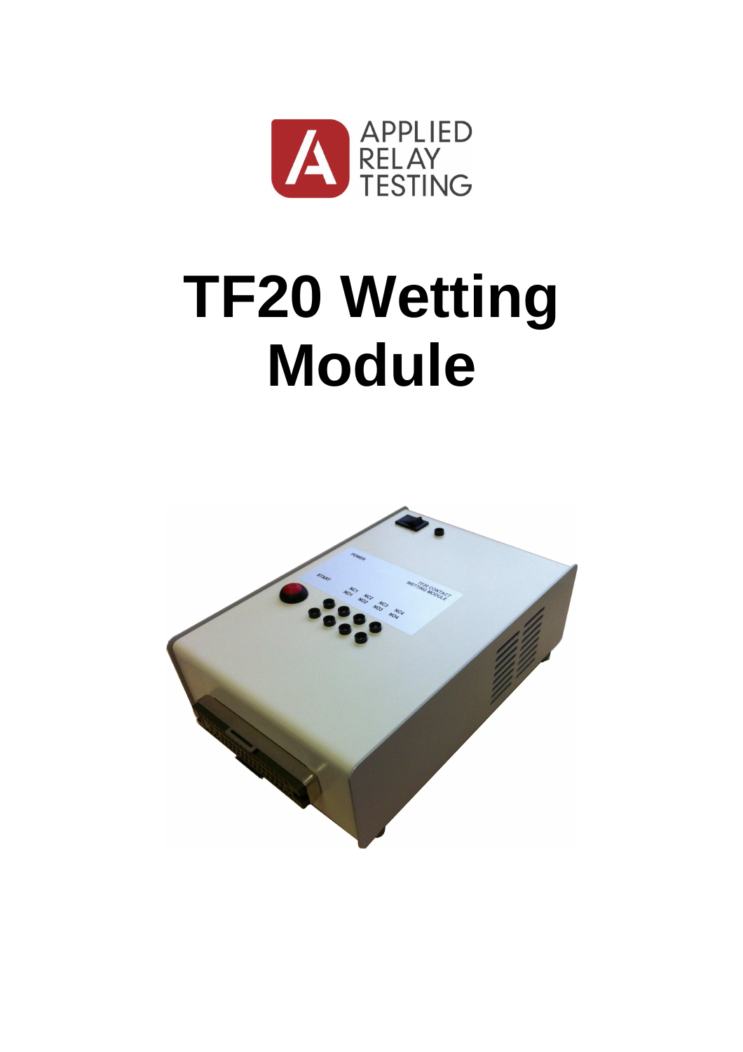APPLIED RELAY TESTING

# TF20 Wetting Module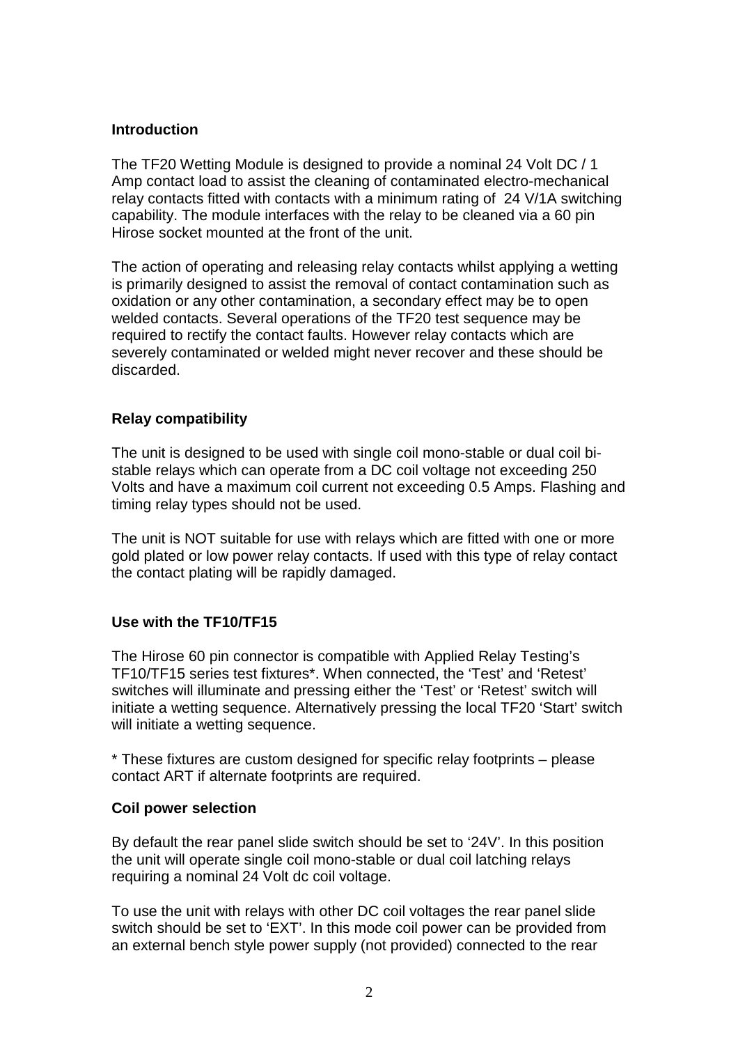## Introduction

The TF20 Wetting Module is designed to provide a nominal 24 Volt DC / 1 Amp contact load to assist the cleaning of contaminated electro-mechanical relay contacts fitted with contacts with a minimum rating of 24 V/1A switching capability. The module interfaces with the relay to be cleaned via a 60 pin Hirose socket mounted at the front of the unit.

The action of operating and releasing relay contacts whilst applying a wetting is primarily designed to assist the removal of contact contamination such as oxidation or any other contamination, a secondary effect may be to open welded contacts. Several operations of the TF20 test sequence may be required to rectify the contact faults. However relay contacts which are severely contaminated or welded might never recover and these should be discarded.

## Relay compatibility

The unit is designed to be used with single coil mono-stable or dual coil bi-stable relays which can operate from a DC coil voltage not exceeding 250 Volts and have a maximum coil current not exceeding 0.5 Amps. Flashing and timing relay types should not be used.

The unit is NOT suitable for use with relays which are fitted with one or more gold plated or low power relay contacts. If used with this type of relay contact the contact plating will be rapidly damaged.

## Use with the TF10/TF15

The Hirose 60 pin connector is compatible with Applied Relay Testing's TF10/TF15 series test fixtures*. When connected, the 'Test' and 'Retest' switches will illuminate and pressing either the 'Test' or 'Retest' switch will initiate a wetting sequence. Alternatively pressing the local TF20 'Start' switch will initiate a wetting sequence.

* These fixtures are custom designed for specific relay footprints – please contact ART if alternate footprints are required.

## Coil power selection

By default the rear panel slide switch should be set to '24V'. In this position the unit will operate single coil mono-stable or dual coil latching relays requiring a nominal 24 Volt dc coil voltage.

To use the unit with relays with other DC coil voltages the rear panel slide switch should be set to 'EXT'. In this mode coil power can be provided from an external bench style power supply (not provided) connected to the rear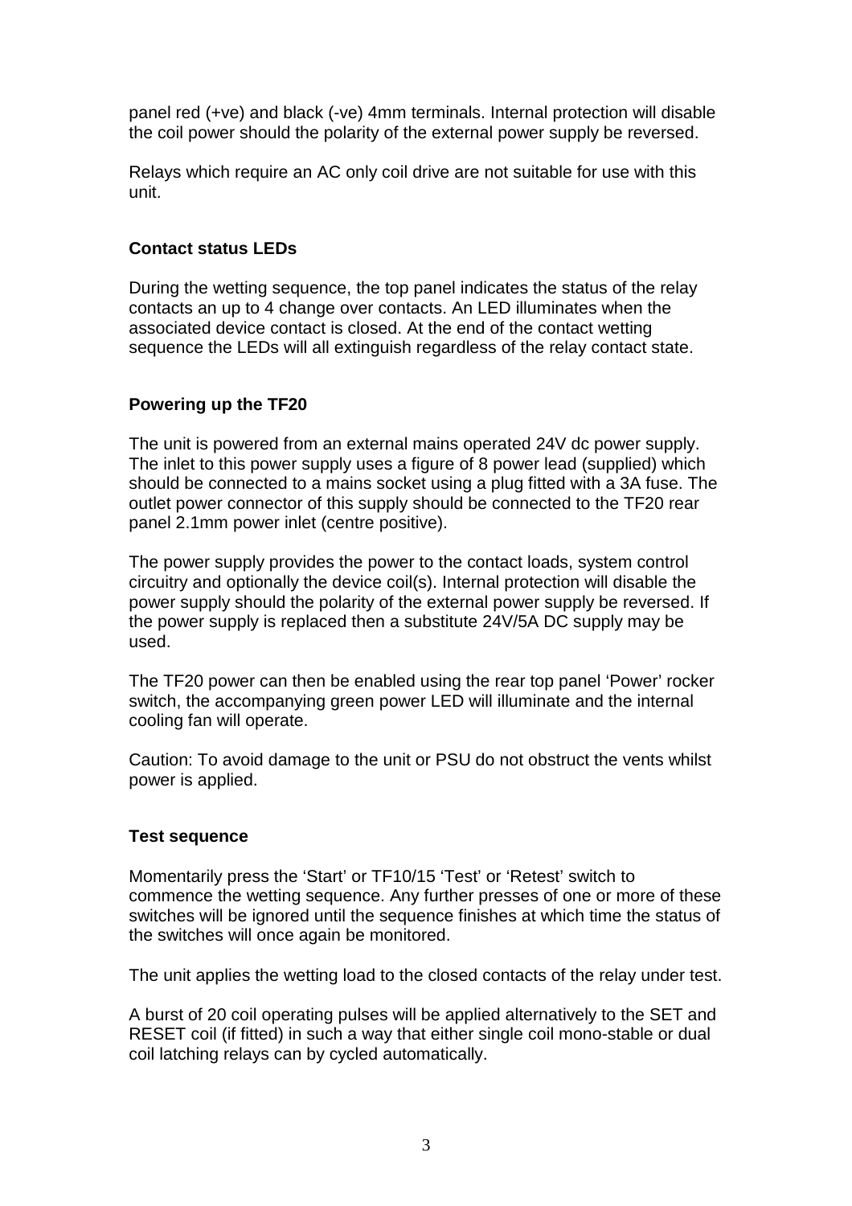panel red (+ve) and black (-ve) 4mm terminals. Internal protection will disable the coil power should the polarity of the external power supply be reversed.

Relays which require an AC only coil drive are not suitable for use with this unit.

**Contact status LEDs**

During the wetting sequence, the top panel indicates the status of the relay contacts an up to 4 change over contacts. An LED illuminates when the associated device contact is closed. At the end of the contact wetting sequence the LEDs will all extinguish regardless of the relay contact state.

**Powering up the TF20**

The unit is powered from an external mains operated 24V dc power supply. The inlet to this power supply uses a figure of 8 power lead (supplied) which should be connected to a mains socket using a plug fitted with a 3A fuse. The outlet power connector of this supply should be connected to the TF20 rear panel 2.1mm power inlet (centre positive).

The power supply provides the power to the contact loads, system control circuitry and optionally the device coil(s). Internal protection will disable the power supply should the polarity of the external power supply be reversed. If the power supply is replaced then a substitute 24V/5A DC supply may be used.

The TF20 power can then be enabled using the rear top panel 'Power' rocker switch, the accompanying green power LED will illuminate and the internal cooling fan will operate.

Caution: To avoid damage to the unit or PSU do not obstruct the vents whilst power is applied.

**Test sequence**

Momentarily press the 'Start' or TF10/15 'Test' or 'Retest' switch to commence the wetting sequence. Any further presses of one or more of these switches will be ignored until the sequence finishes at which time the status of the switches will once again be monitored.

The unit applies the wetting load to the closed contacts of the relay under test.

A burst of 20 coil operating pulses will be applied alternatively to the SET and RESET coil (if fitted) in such a way that either single coil mono-stable or dual coil latching relays can by cycled automatically.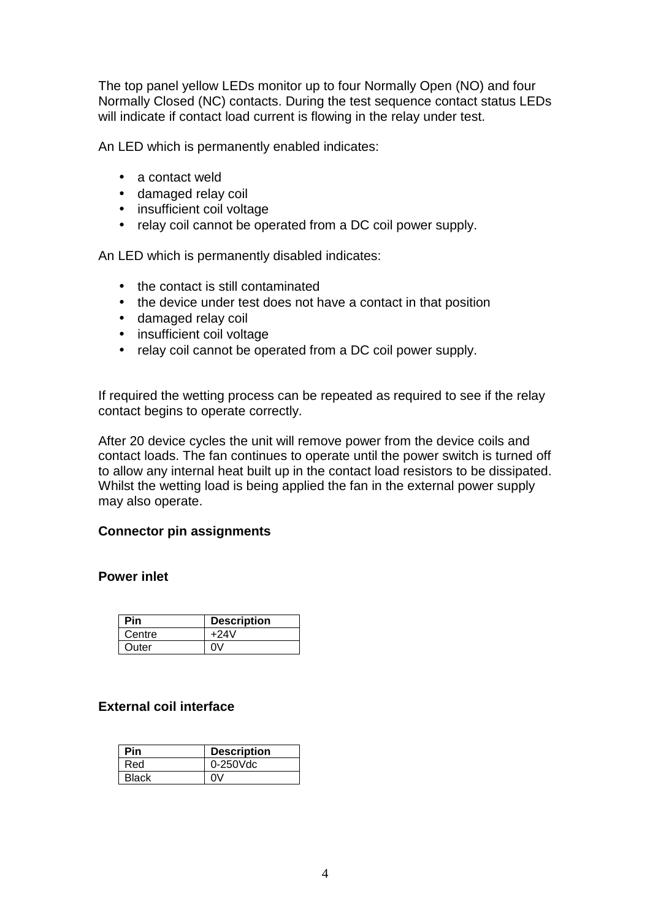The top panel yellow LEDs monitor up to four Normally Open (NO) and four Normally Closed (NC) contacts. During the test sequence contact status LEDs will indicate if contact load current is flowing in the relay under test.

An LED which is permanently enabled indicates:

- a contact weld
- damaged relay coil
- insufficient coil voltage
- relay coil cannot be operated from a DC coil power supply.

An LED which is permanently disabled indicates:

- the contact is still contaminated
- the device under test does not have a contact in that position
- damaged relay coil
- insufficient coil voltage
- relay coil cannot be operated from a DC coil power supply.

If required the wetting process can be repeated as required to see if the relay contact begins to operate correctly.

After 20 device cycles the unit will remove power from the device coils and contact loads. The fan continues to operate until the power switch is turned off to allow any internal heat built up in the contact load resistors to be dissipated. Whilst the wetting load is being applied the fan in the external power supply may also operate.

**Connector pin assignments**

**Power inlet**

| Pin | Description |
| --- | --- |
| Centre | +24V |
| Outer | 0V |

**External coil interface**

| Pin | Description |
| --- | --- |
| Red | 0-250Vdc |
| Black | 0V |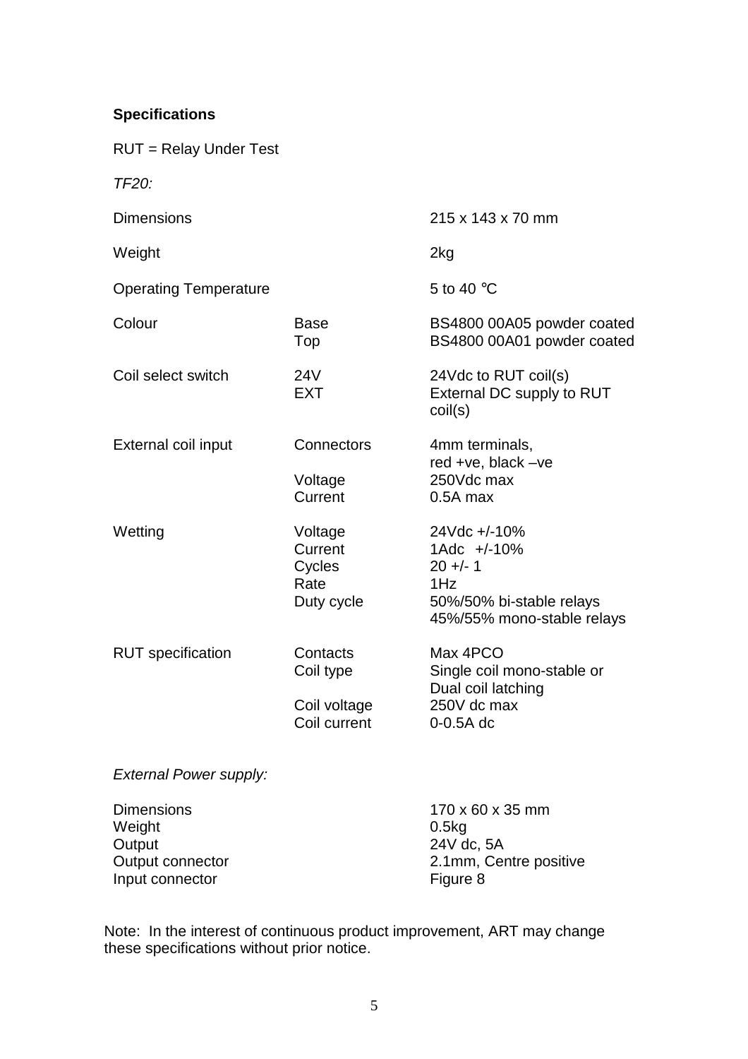## Specifications

RUT = Relay Under Test

*TF20:*

| | | |
|---|---|---|
| Dimensions | | 215 x 143 x 70 mm |
| Weight | | 2kg |
| Operating Temperature | | 5 to 40 °C |
| Colour | Base | BS4800 00A05 powder coated |
| | Top | BS4800 00A01 powder coated |
| Coil select switch | 24V | 24Vdc to RUT coil(s) |
| | EXT | External DC supply to RUT coil(s) |
| External coil input | Connectors | 4mm terminals, red +ve, black –ve |
| | Voltage | 250Vdc max |
| | Current | 0.5A max |
| Wetting | Voltage | 24Vdc +/-10% |
| | Current | 1Adc +/-10% |
| | Cycles | 20 +/- 1 |
| | Rate | 1Hz |
| | Duty cycle | 50%/50% bi-stable relays<br>45%/55% mono-stable relays |
| RUT specification | Contacts | Max 4PCO |
| | Coil type | Single coil mono-stable or Dual coil latching |
| | Coil voltage | 250V dc max |
| | Coil current | 0-0.5A dc |

*External Power supply:*

| | |
|---|---|
| Dimensions | 170 x 60 x 35 mm |
| Weight | 0.5kg |
| Output | 24V dc, 5A |
| Output connector | 2.1mm, Centre positive |
| Input connector | Figure 8 |

Note: In the interest of continuous product improvement, ART may change these specifications without prior notice.